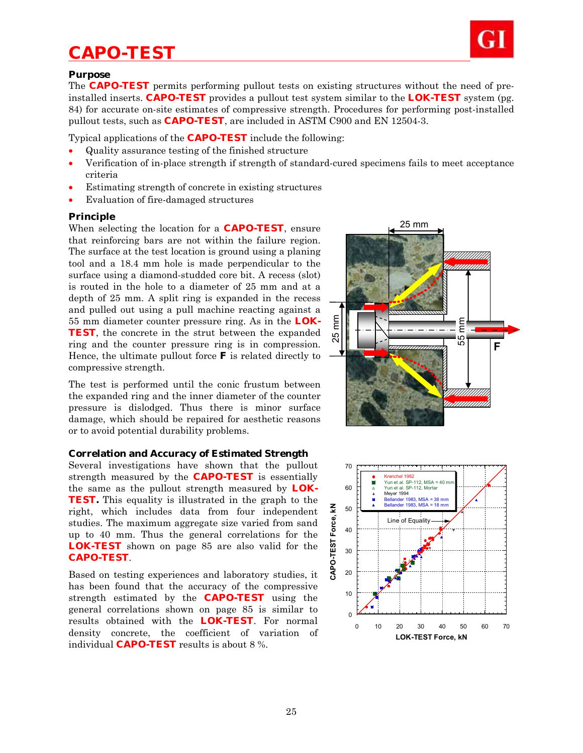# CAPO-TEST

### Purpose

The **CAPO-TEST** permits performing pullout tests on existing structures without the need of pre-installed inserts. **CAPO-TEST** provides a pullout test system similar to the **LOK-TEST** system (pg. 84) for accurate on-site estimates of compressive strength. Procedures for performing post-installed pullout tests, such as **CAPO-TEST**, are included in ASTM C900 and EN 12504-3.

Typical applications of the **CAPO-TEST** include the following:

- Quality assurance testing of the finished structure
- Verification of in-place strength if strength of standard-cured specimens fails to meet acceptance criteria
- Estimating strength of concrete in existing structures
- Evaluation of fire-damaged structures

### Principle

When selecting the location for a **CAPO-TEST**, ensure that reinforcing bars are not within the failure region. The surface at the test location is ground using a planing tool and a 18.4 mm hole is made perpendicular to the surface using a diamond-studded core bit. A recess (slot) is routed in the hole to a diameter of 25 mm and at a depth of 25 mm. A split ring is expanded in the recess and pulled out using a pull machine reacting against a 55 mm diameter counter pressure ring. As in the **LOK-TEST**, the concrete in the strut between the expanded ring and the counter pressure ring is in compression. Hence, the ultimate pullout force **F** is related directly to compressive strength.

The test is performed until the conic frustum between the expanded ring and the inner diameter of the counter pressure is dislodged. Thus there is minor surface damage, which should be repaired for aesthetic reasons or to avoid potential durability problems.

### Correlation and Accuracy of Estimated Strength

Several investigations have shown that the pullout strength measured by the **CAPO-TEST** is essentially the same as the pullout strength measured by **LOK-TEST.** This equality is illustrated in the graph to the right, which includes data from four independent studies. The maximum aggregate size varied from sand up to 40 mm. Thus the general correlations for the **LOK-TEST** shown on page 85 are also valid for the **CAPO-TEST**.

Based on testing experiences and laboratory studies, it has been found that the accuracy of the compressive strength estimated by the **CAPO-TEST** using the general correlations shown on page 85 is similar to results obtained with the **LOK-TEST**. For normal density concrete, the coefficient of variation of individual **CAPO-TEST** results is about 8 %.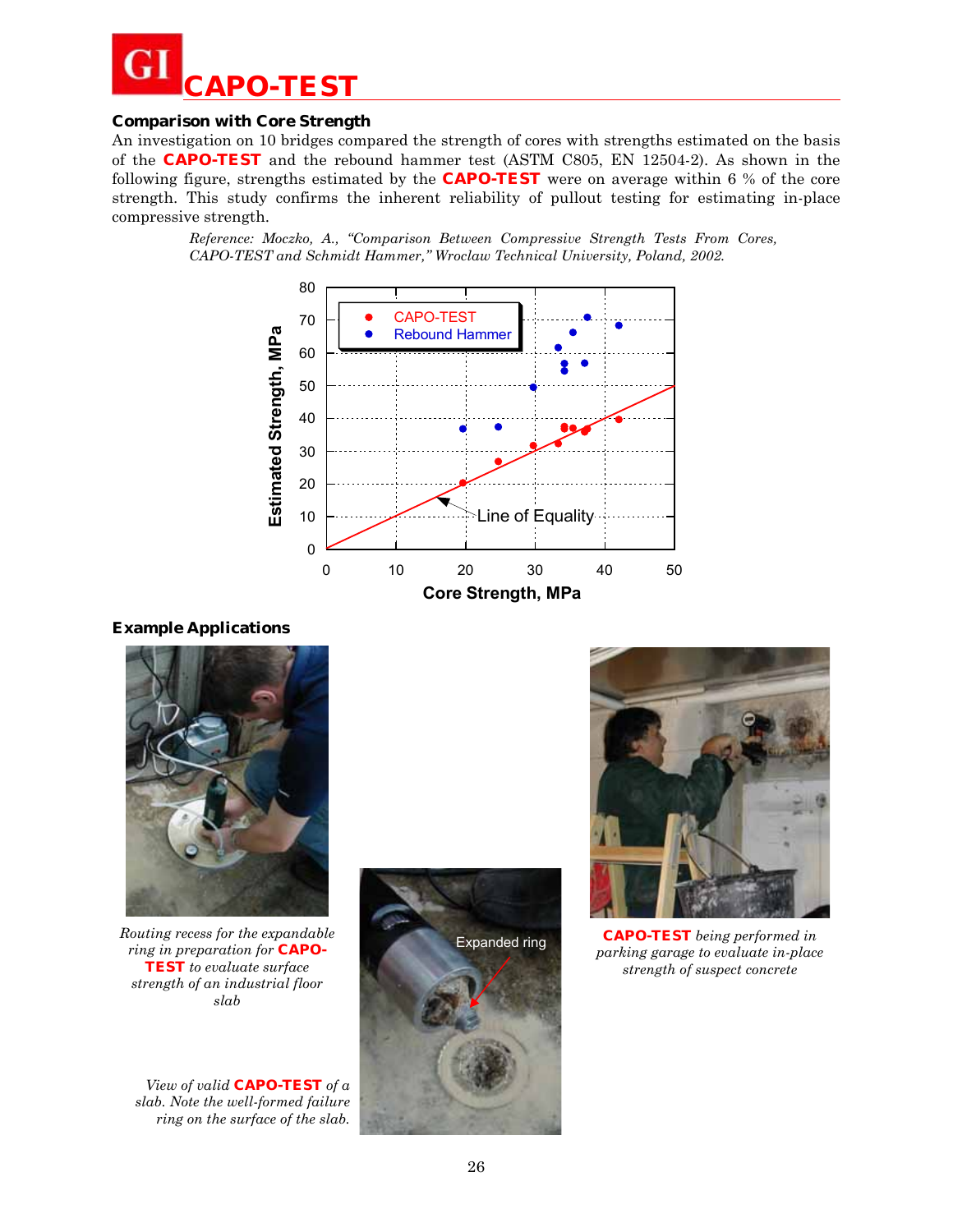# CAPO-TEST

## Comparison with Core Strength

An investigation on 10 bridges compared the strength of cores with strengths estimated on the basis of the **CAPO-TEST** and the rebound hammer test (ASTM C805, EN 12504-2). As shown in the following figure, strengths estimated by the **CAPO-TEST** were on average within 6 % of the core strength. This study confirms the inherent reliability of pullout testing for estimating in-place compressive strength.

*Reference: Moczko, A., "Comparison Between Compressive Strength Tests From Cores, CAPO-TEST and Schmidt Hammer," Wroclaw Technical University, Poland, 2002.*

## Example Applications

*Routing recess for the expandable ring in preparation for* **CAPO-TEST** *to evaluate surface strength of an industrial floor slab*

*View of valid* **CAPO-TEST** *of a slab. Note the well-formed failure ring on the surface of the slab.*

**CAPO-TEST** *being performed in parking garage to evaluate in-place strength of suspect concrete*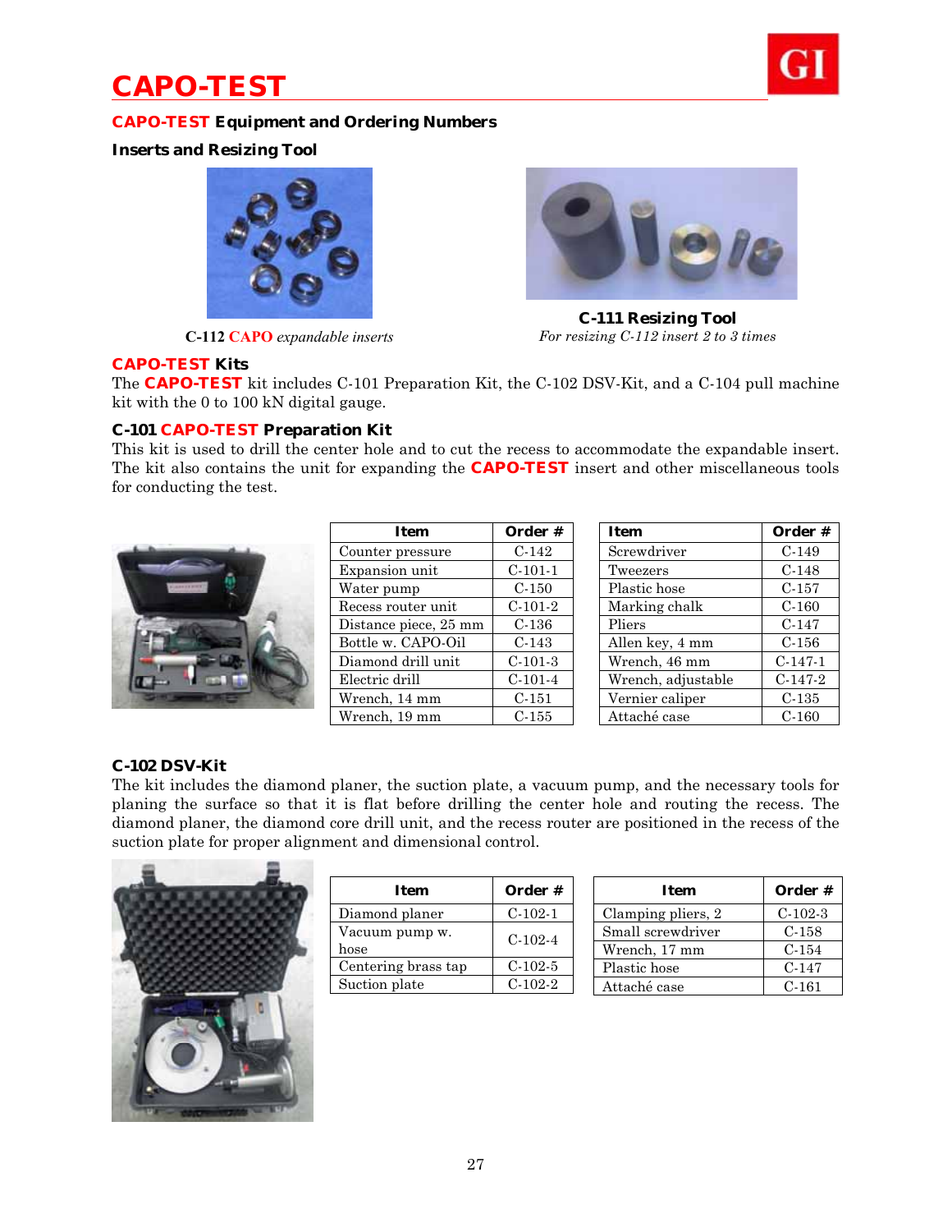// CAPO-TEST

## CAPO-TEST Equipment and Ordering Numbers

### Inserts and Resizing Tool

**C-112** CAPO *expandable inserts*

**C-111 Resizing Tool**
*For resizing C-112 insert 2 to 3 times*

## CAPO-TEST Kits

The **CAPO-TEST** kit includes C-101 Preparation Kit, the C-102 DSV-Kit, and a C-104 pull machine kit with the 0 to 100 kN digital gauge.

### C-101 CAPO-TEST Preparation Kit

This kit is used to drill the center hole and to cut the recess to accommodate the expandable insert. The kit also contains the unit for expanding the **CAPO-TEST** insert and other miscellaneous tools for conducting the test.

| Item | Order # |
|---|---|
| Counter pressure | C-142 |
| Expansion unit | C-101-1 |
| Water pump | C-150 |
| Recess router unit | C-101-2 |
| Distance piece, 25 mm | C-136 |
| Bottle w. CAPO-Oil | C-143 |
| Diamond drill unit | C-101-3 |
| Electric drill | C-101-4 |
| Wrench, 14 mm | C-151 |
| Wrench, 19 mm | C-155 |

| Item | Order # |
|---|---|
| Screwdriver | C-149 |
| Tweezers | C-148 |
| Plastic hose | C-157 |
| Marking chalk | C-160 |
| Pliers | C-147 |
| Allen key, 4 mm | C-156 |
| Wrench, 46 mm | C-147-1 |
| Wrench, adjustable | C-147-2 |
| Vernier caliper | C-135 |
| Attaché case | C-160 |

### C-102 DSV-Kit

The kit includes the diamond planer, the suction plate, a vacuum pump, and the necessary tools for planing the surface so that it is flat before drilling the center hole and routing the recess. The diamond planer, the diamond core drill unit, and the recess router are positioned in the recess of the suction plate for proper alignment and dimensional control.

| Item | Order # |
|---|---|
| Diamond planer | C-102-1 |
| Vacuum pump w. hose | C-102-4 |
| Centering brass tap | C-102-5 |
| Suction plate | C-102-2 |

| Item | Order # |
|---|---|
| Clamping pliers, 2 | C-102-3 |
| Small screwdriver | C-158 |
| Wrench, 17 mm | C-154 |
| Plastic hose | C-147 |
| Attaché case | C-161 |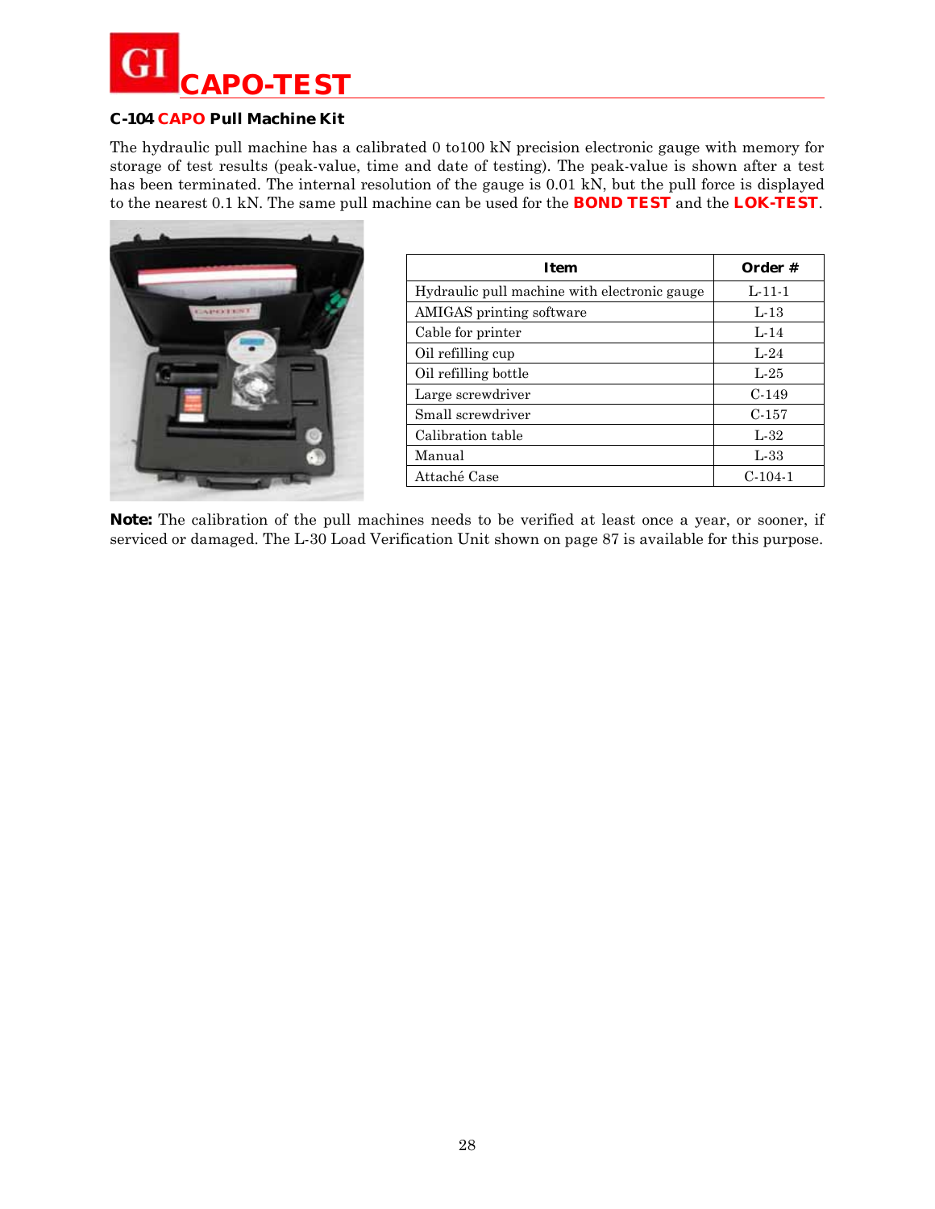## C-104 CAPO Pull Machine Kit

The hydraulic pull machine has a calibrated 0 to100 kN precision electronic gauge with memory for storage of test results (peak-value, time and date of testing). The peak-value is shown after a test has been terminated. The internal resolution of the gauge is 0.01 kN, but the pull force is displayed to the nearest 0.1 kN. The same pull machine can be used for the **BOND TEST** and the **LOK-TEST**.

| Item | Order # |
|---|---|
| Hydraulic pull machine with electronic gauge | L-11-1 |
| AMIGAS printing software | L-13 |
| Cable for printer | L-14 |
| Oil refilling cup | L-24 |
| Oil refilling bottle | L-25 |
| Large screwdriver | C-149 |
| Small screwdriver | C-157 |
| Calibration table | L-32 |
| Manual | L-33 |
| Attaché Case | C-104-1 |

**Note:** The calibration of the pull machines needs to be verified at least once a year, or sooner, if serviced or damaged. The L-30 Load Verification Unit shown on page 87 is available for this purpose.